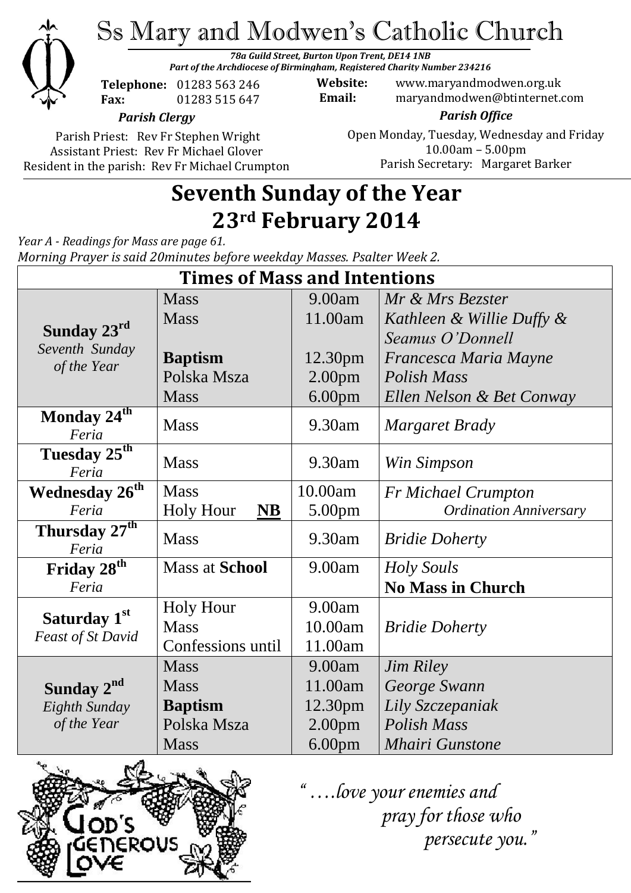# Ss Mary and Modwen's Catholic Church

***78a Guild Street, Burton Upon Trent, DE14 1NB***
***Part of the Archdiocese of Birmingham, Registered Charity Number 234216***

**Telephone:** 01283 563 246
**Fax:** 01283 515 647

**Website:** www.maryandmodwen.org.uk
**Email:** maryandmodwen@btinternet.com

***Parish Clergy***

Parish Priest: Rev Fr Stephen Wright
Assistant Priest: Rev Fr Michael Glover
Resident in the parish: Rev Fr Michael Crumpton

***Parish Office***

Open Monday, Tuesday, Wednesday and Friday
10.00am – 5.00pm
Parish Secretary: Margaret Barker

## Seventh Sunday of the Year
## 23rd February 2014

*Year A - Readings for Mass are page 61.*
*Morning Prayer is said 20minutes before weekday Masses. Psalter Week 2.*

| Times of Mass and Intentions | | | |
|---|---|---|---|
| **Sunday 23rd** *Seventh Sunday of the Year* | Mass | 9.00am | *Mr & Mrs Bezster* |
| | Mass | 11.00am | *Kathleen & Willie Duffy & Seamus O'Donnell* |
| | **Baptism** | 12.30pm | *Francesca Maria Mayne* |
| | Polska Msza | 2.00pm | *Polish Mass* |
| | Mass | 6.00pm | *Ellen Nelson & Bet Conway* |
| **Monday 24th** *Feria* | Mass | 9.30am | *Margaret Brady* |
| **Tuesday 25th** *Feria* | Mass | 9.30am | *Win Simpson* |
| **Wednesday 26th** *Feria* | Mass | 10.00am | *Fr Michael Crumpton Ordination Anniversary* |
| | Holy Hour <u>**NB**</u> | 5.00pm | |
| **Thursday 27th** *Feria* | Mass | 9.30am | *Bridie Doherty* |
| **Friday 28th** *Feria* | Mass at **School** | 9.00am | *Holy Souls* **No Mass in Church** |
| **Saturday 1st** *Feast of St David* | Holy Hour | 9.00am | |
| | Mass | 10.00am | *Bridie Doherty* |
| | Confessions until | 11.00am | |
| **Sunday 2nd** *Eighth Sunday of the Year* | Mass | 9.00am | *Jim Riley* |
| | Mass | 11.00am | *George Swann* |
| | **Baptism** | 12.30pm | *Lily Szczepaniak* |
| | Polska Msza | 2.00pm | *Polish Mass* |
| | Mass | 6.00pm | *Mhairi Gunstone* |

GOD'S GENEROUS LOVE

*"….love your enemies and pray for those who persecute you."*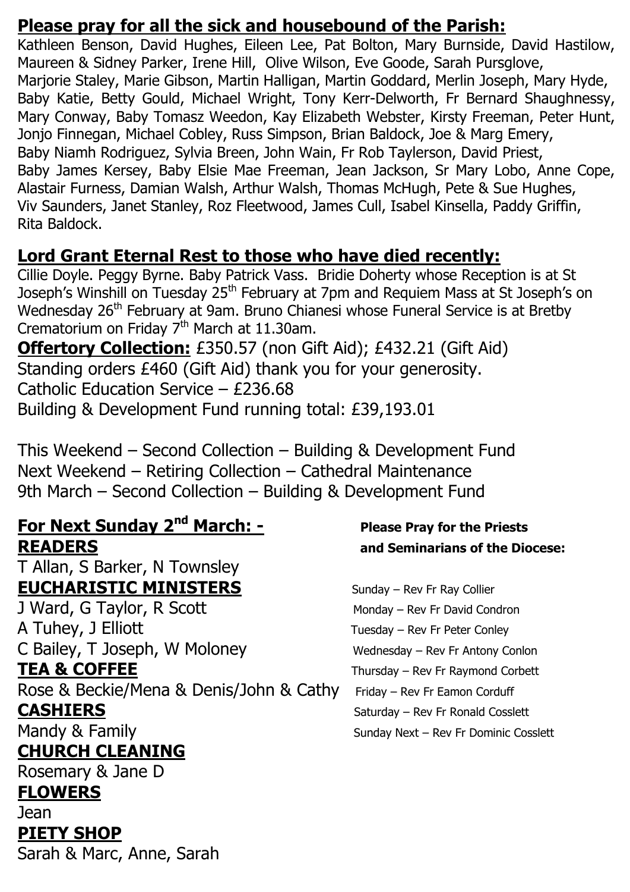## Please pray for all the sick and housebound of the Parish:

Kathleen Benson, David Hughes, Eileen Lee, Pat Bolton, Mary Burnside, David Hastilow, Maureen & Sidney Parker, Irene Hill, Olive Wilson, Eve Goode, Sarah Pursglove, Marjorie Staley, Marie Gibson, Martin Halligan, Martin Goddard, Merlin Joseph, Mary Hyde, Baby Katie, Betty Gould, Michael Wright, Tony Kerr-Delworth, Fr Bernard Shaughnessy, Mary Conway, Baby Tomasz Weedon, Kay Elizabeth Webster, Kirsty Freeman, Peter Hunt, Jonjo Finnegan, Michael Cobley, Russ Simpson, Brian Baldock, Joe & Marg Emery, Baby Niamh Rodriguez, Sylvia Breen, John Wain, Fr Rob Taylerson, David Priest, Baby James Kersey, Baby Elsie Mae Freeman, Jean Jackson, Sr Mary Lobo, Anne Cope, Alastair Furness, Damian Walsh, Arthur Walsh, Thomas McHugh, Pete & Sue Hughes, Viv Saunders, Janet Stanley, Roz Fleetwood, James Cull, Isabel Kinsella, Paddy Griffin, Rita Baldock.

## Lord Grant Eternal Rest to those who have died recently:

Cillie Doyle. Peggy Byrne. Baby Patrick Vass. Bridie Doherty whose Reception is at St Joseph's Winshill on Tuesday 25th February at 7pm and Requiem Mass at St Joseph's on Wednesday 26th February at 9am. Bruno Chianesi whose Funeral Service is at Bretby Crematorium on Friday 7th March at 11.30am.

**Offertory Collection:** £350.57 (non Gift Aid); £432.21 (Gift Aid)
Standing orders £460 (Gift Aid) thank you for your generosity.
Catholic Education Service – £236.68
Building & Development Fund running total: £39,193.01

This Weekend – Second Collection – Building & Development Fund
Next Weekend – Retiring Collection – Cathedral Maintenance
9th March – Second Collection – Building & Development Fund

## For Next Sunday 2nd March: -

**READERS**

T Allan, S Barker, N Townsley

**EUCHARISTIC MINISTERS**

J Ward, G Taylor, R Scott
A Tuhey, J Elliott
C Bailey, T Joseph, W Moloney

**TEA & COFFEE**

Rose & Beckie/Mena & Denis/John & Cathy

**CASHIERS**

Mandy & Family

**CHURCH CLEANING**

Rosemary & Jane D

**FLOWERS**

Jean

**PIETY SHOP**

Sarah & Marc, Anne, Sarah

**Please Pray for the Priests and Seminarians of the Diocese:**

Sunday – Rev Fr Ray Collier
Monday – Rev Fr David Condron
Tuesday – Rev Fr Peter Conley
Wednesday – Rev Fr Antony Conlon
Thursday – Rev Fr Raymond Corbett
Friday – Rev Fr Eamon Corduff
Saturday – Rev Fr Ronald Cosslett
Sunday Next – Rev Fr Dominic Cosslett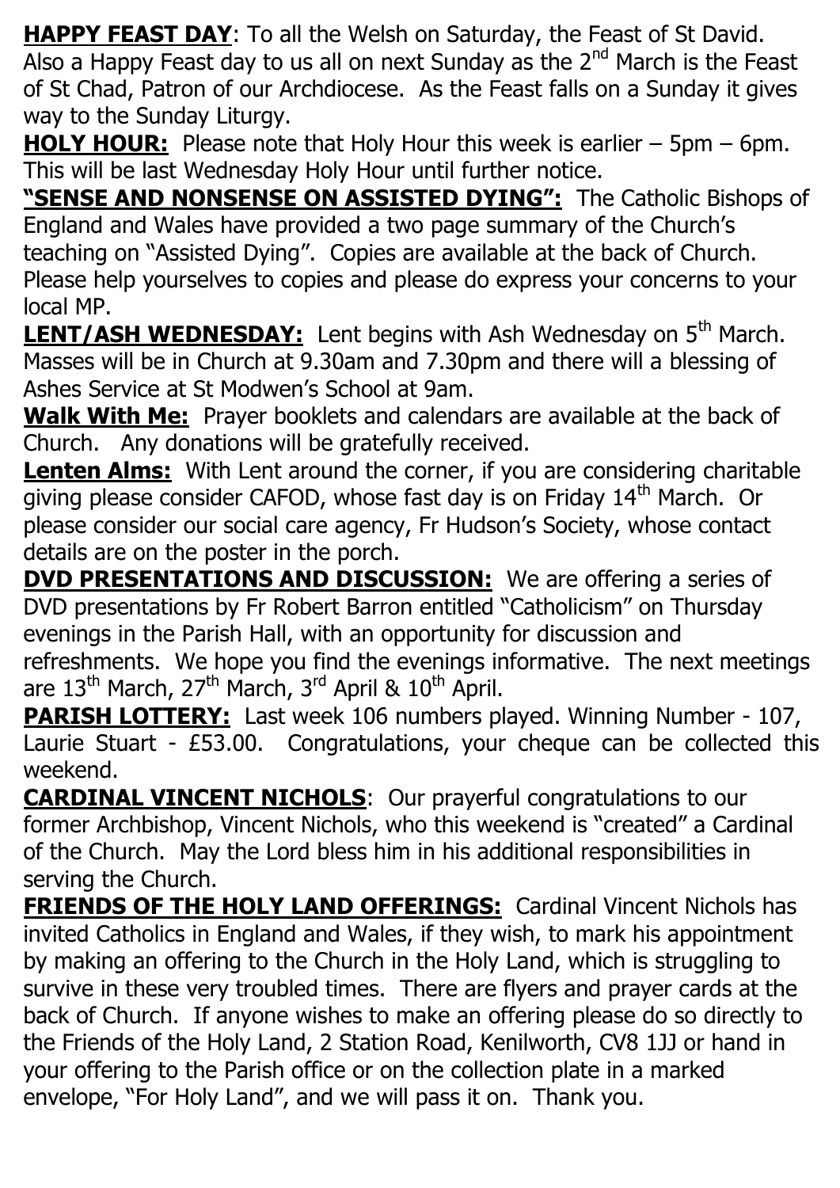**HAPPY FEAST DAY**: To all the Welsh on Saturday, the Feast of St David. Also a Happy Feast day to us all on next Sunday as the 2nd March is the Feast of St Chad, Patron of our Archdiocese. As the Feast falls on a Sunday it gives way to the Sunday Liturgy.

**HOLY HOUR:** Please note that Holy Hour this week is earlier – 5pm – 6pm. This will be last Wednesday Holy Hour until further notice.

**"SENSE AND NONSENSE ON ASSISTED DYING":** The Catholic Bishops of England and Wales have provided a two page summary of the Church's teaching on "Assisted Dying". Copies are available at the back of Church. Please help yourselves to copies and please do express your concerns to your local MP.

**LENT/ASH WEDNESDAY:** Lent begins with Ash Wednesday on 5th March. Masses will be in Church at 9.30am and 7.30pm and there will a blessing of Ashes Service at St Modwen's School at 9am.

**Walk With Me:** Prayer booklets and calendars are available at the back of Church. Any donations will be gratefully received.

**Lenten Alms:** With Lent around the corner, if you are considering charitable giving please consider CAFOD, whose fast day is on Friday 14th March. Or please consider our social care agency, Fr Hudson's Society, whose contact details are on the poster in the porch.

**DVD PRESENTATIONS AND DISCUSSION:** We are offering a series of DVD presentations by Fr Robert Barron entitled "Catholicism" on Thursday evenings in the Parish Hall, with an opportunity for discussion and refreshments. We hope you find the evenings informative. The next meetings are 13th March, 27th March, 3rd April & 10th April.

**PARISH LOTTERY:** Last week 106 numbers played. Winning Number - 107, Laurie Stuart - £53.00. Congratulations, your cheque can be collected this weekend.

**CARDINAL VINCENT NICHOLS**: Our prayerful congratulations to our former Archbishop, Vincent Nichols, who this weekend is "created" a Cardinal of the Church. May the Lord bless him in his additional responsibilities in serving the Church.

**FRIENDS OF THE HOLY LAND OFFERINGS:** Cardinal Vincent Nichols has invited Catholics in England and Wales, if they wish, to mark his appointment by making an offering to the Church in the Holy Land, which is struggling to survive in these very troubled times. There are flyers and prayer cards at the back of Church. If anyone wishes to make an offering please do so directly to the Friends of the Holy Land, 2 Station Road, Kenilworth, CV8 1JJ or hand in your offering to the Parish office or on the collection plate in a marked envelope, "For Holy Land", and we will pass it on. Thank you.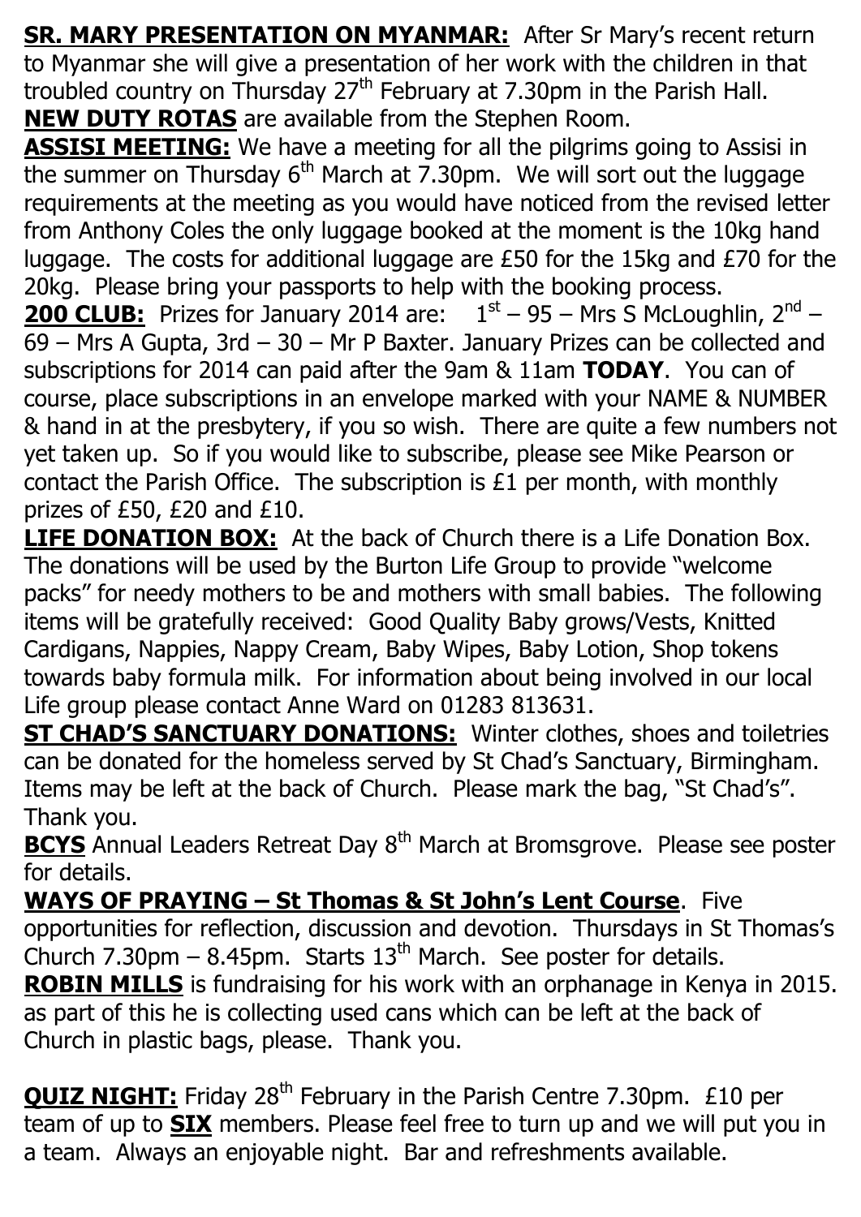**SR. MARY PRESENTATION ON MYANMAR:** After Sr Mary's recent return to Myanmar she will give a presentation of her work with the children in that troubled country on Thursday 27th February at 7.30pm in the Parish Hall.

**NEW DUTY ROTAS** are available from the Stephen Room.

**ASSISI MEETING:** We have a meeting for all the pilgrims going to Assisi in the summer on Thursday 6th March at 7.30pm. We will sort out the luggage requirements at the meeting as you would have noticed from the revised letter from Anthony Coles the only luggage booked at the moment is the 10kg hand luggage. The costs for additional luggage are £50 for the 15kg and £70 for the 20kg. Please bring your passports to help with the booking process.

**200 CLUB:** Prizes for January 2014 are: 1st – 95 – Mrs S McLoughlin, 2nd – 69 – Mrs A Gupta, 3rd – 30 – Mr P Baxter. January Prizes can be collected and subscriptions for 2014 can paid after the 9am & 11am **TODAY**. You can of course, place subscriptions in an envelope marked with your NAME & NUMBER & hand in at the presbytery, if you so wish. There are quite a few numbers not yet taken up. So if you would like to subscribe, please see Mike Pearson or contact the Parish Office. The subscription is £1 per month, with monthly prizes of £50, £20 and £10.

**LIFE DONATION BOX:** At the back of Church there is a Life Donation Box. The donations will be used by the Burton Life Group to provide "welcome packs" for needy mothers to be and mothers with small babies. The following items will be gratefully received: Good Quality Baby grows/Vests, Knitted Cardigans, Nappies, Nappy Cream, Baby Wipes, Baby Lotion, Shop tokens towards baby formula milk. For information about being involved in our local Life group please contact Anne Ward on 01283 813631.

**ST CHAD'S SANCTUARY DONATIONS:** Winter clothes, shoes and toiletries can be donated for the homeless served by St Chad's Sanctuary, Birmingham. Items may be left at the back of Church. Please mark the bag, "St Chad's". Thank you.

**BCYS** Annual Leaders Retreat Day 8th March at Bromsgrove. Please see poster for details.

**WAYS OF PRAYING – St Thomas & St John's Lent Course**. Five opportunities for reflection, discussion and devotion. Thursdays in St Thomas's Church 7.30pm – 8.45pm. Starts 13th March. See poster for details.

**ROBIN MILLS** is fundraising for his work with an orphanage in Kenya in 2015. as part of this he is collecting used cans which can be left at the back of Church in plastic bags, please. Thank you.

**QUIZ NIGHT:** Friday 28th February in the Parish Centre 7.30pm. £10 per team of up to **SIX** members. Please feel free to turn up and we will put you in a team. Always an enjoyable night. Bar and refreshments available.